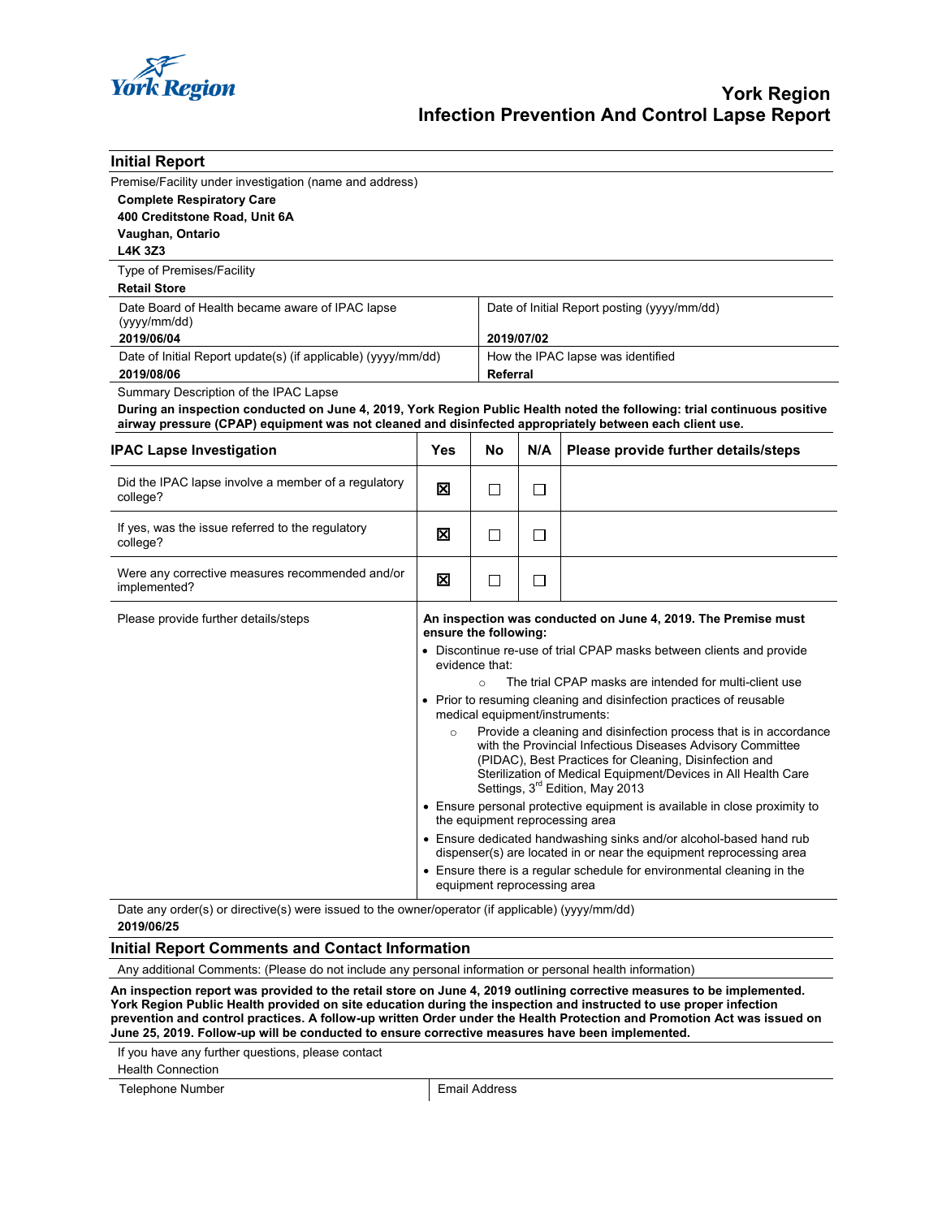# York Region
## Infection Prevention And Control Lapse Report

## Initial Report

Premise/Facility under investigation (name and address)

**Complete Respiratory Care**
**400 Creditstone Road, Unit 6A**
**Vaughan, Ontario**
**L4K 3Z3**

Type of Premises/Facility

**Retail Store**

| Date Board of Health became aware of IPAC lapse (yyyy/mm/dd) | Date of Initial Report posting (yyyy/mm/dd) |
|---|---|
| **2019/06/04** | **2019/07/02** |
| Date of Initial Report update(s) (if applicable) (yyyy/mm/dd) | How the IPAC lapse was identified |
| **2019/08/06** | **Referral** |

Summary Description of the IPAC Lapse

**During an inspection conducted on June 4, 2019, York Region Public Health noted the following: trial continuous positive airway pressure (CPAP) equipment was not cleaned and disinfected appropriately between each client use.**

| IPAC Lapse Investigation | Yes | No | N/A | Please provide further details/steps |
|---|---|---|---|---|
| Did the IPAC lapse involve a member of a regulatory college? | ☒ | ☐ | ☐ | |
| If yes, was the issue referred to the regulatory college? | ☒ | ☐ | ☐ | |
| Were any corrective measures recommended and/or implemented? | ☒ | ☐ | ☐ | |

Please provide further details/steps

**An inspection was conducted on June 4, 2019. The Premise must ensure the following:**

- Discontinue re-use of trial CPAP masks between clients and provide evidence that:
  - The trial CPAP masks are intended for multi-client use
- Prior to resuming cleaning and disinfection practices of reusable medical equipment/instruments:
  - Provide a cleaning and disinfection process that is in accordance with the Provincial Infectious Diseases Advisory Committee (PIDAC), Best Practices for Cleaning, Disinfection and Sterilization of Medical Equipment/Devices in All Health Care Settings, 3rd Edition, May 2013
- Ensure personal protective equipment is available in close proximity to the equipment reprocessing area
- Ensure dedicated handwashing sinks and/or alcohol-based hand rub dispenser(s) are located in or near the equipment reprocessing area
- Ensure there is a regular schedule for environmental cleaning in the equipment reprocessing area

Date any order(s) or directive(s) were issued to the owner/operator (if applicable) (yyyy/mm/dd)

**2019/06/25**

## Initial Report Comments and Contact Information

Any additional Comments: (Please do not include any personal information or personal health information)

**An inspection report was provided to the retail store on June 4, 2019 outlining corrective measures to be implemented. York Region Public Health provided on site education during the inspection and instructed to use proper infection prevention and control practices. A follow-up written Order under the Health Protection and Promotion Act was issued on June 25, 2019. Follow-up will be conducted to ensure corrective measures have been implemented.**

If you have any further questions, please contact
Health Connection

| Telephone Number | Email Address |
|---|---|
| | |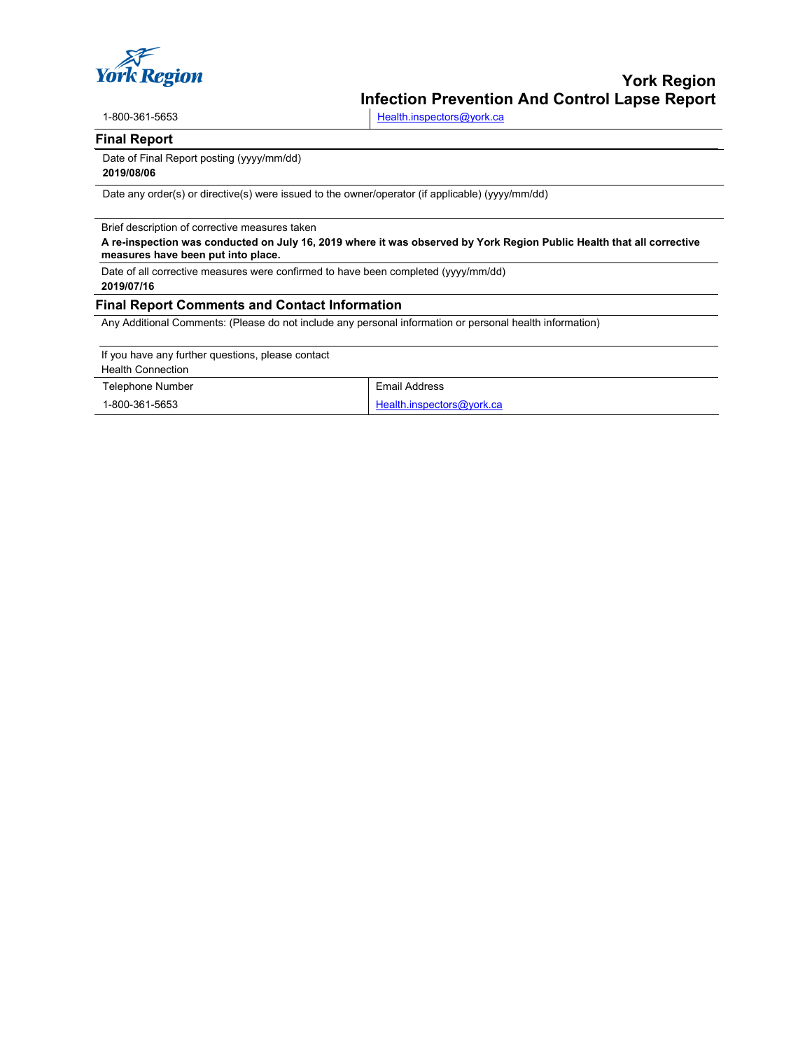# York Region
# Infection Prevention And Control Lapse Report

1-800-361-5653 | Health.inspectors@york.ca

## Final Report

Date of Final Report posting (yyyy/mm/dd)

**2019/08/06**

Date any order(s) or directive(s) were issued to the owner/operator (if applicable) (yyyy/mm/dd)

Brief description of corrective measures taken

**A re-inspection was conducted on July 16, 2019 where it was observed by York Region Public Health that all corrective measures have been put into place.**

Date of all corrective measures were confirmed to have been completed (yyyy/mm/dd)

**2019/07/16**

## Final Report Comments and Contact Information

Any Additional Comments: (Please do not include any personal information or personal health information)

If you have any further questions, please contact

Health Connection

| Telephone Number | Email Address |
|---|---|
| 1-800-361-5653 | Health.inspectors@york.ca |